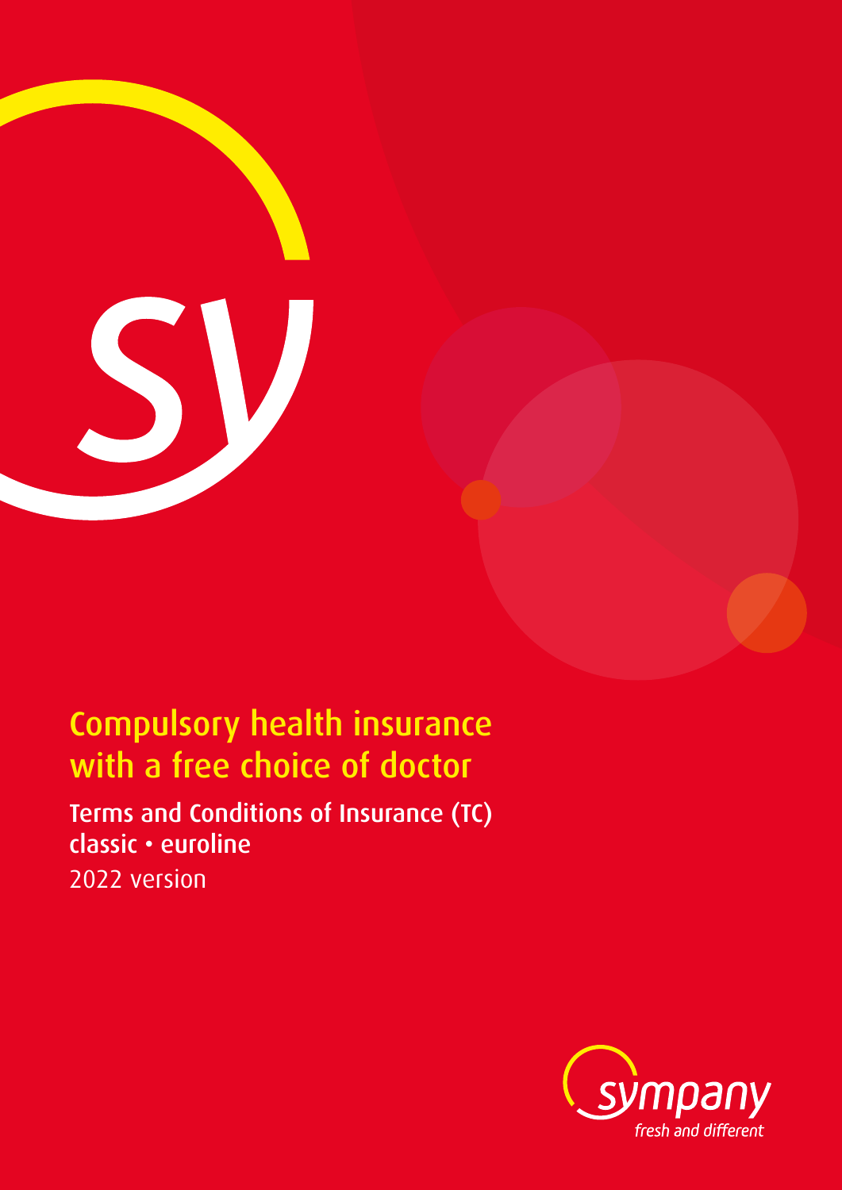# Compulsory health insurance with a free choice of doctor

**Terms and Conditions of Insurance (TC)**
**classic • euroline**
2022 version

sympany
*fresh and different*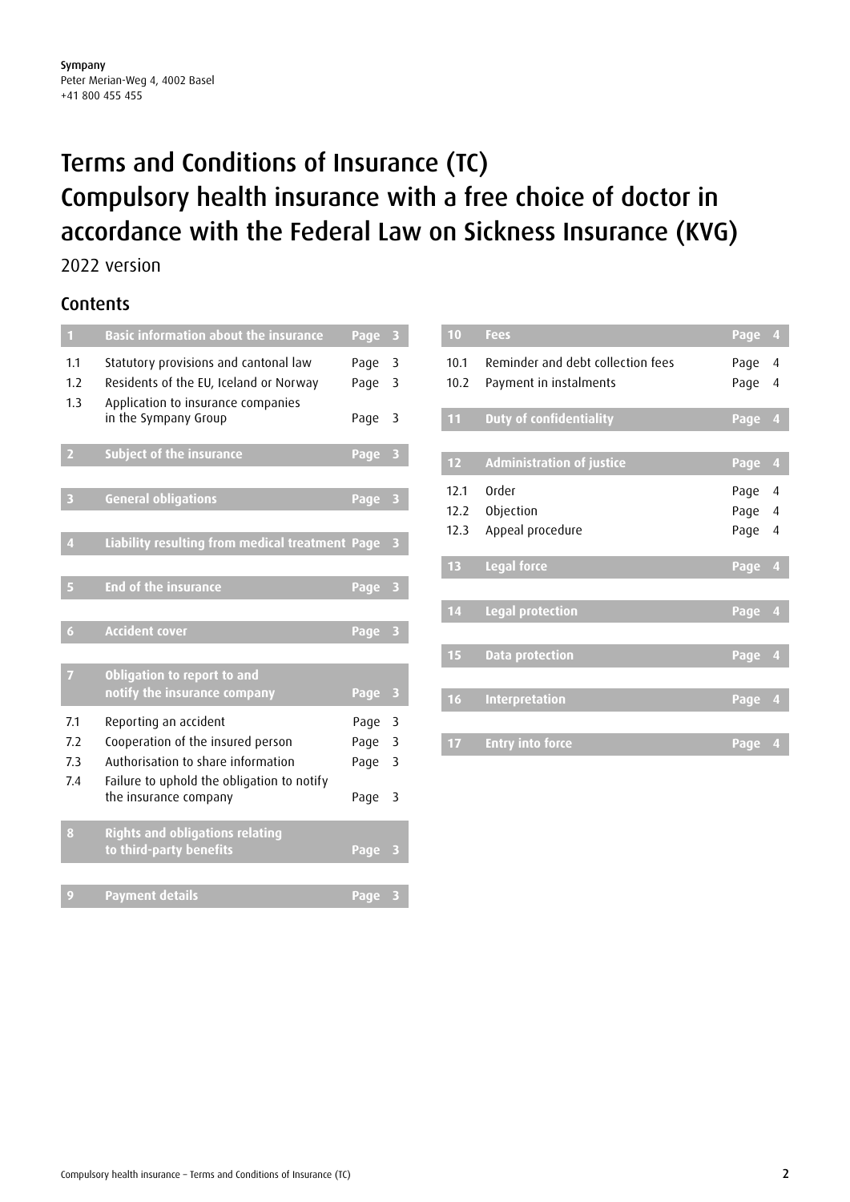Sympany
Peter Merian-Weg 4, 4002 Basel
+41 800 455 455

# Terms and Conditions of Insurance (TC)
# Compulsory health insurance with a free choice of doctor in accordance with the Federal Law on Sickness Insurance (KVG)

2022 version

## Contents

| | | | |
|---|---|---|---|
| **1** | **Basic information about the insurance** | **Page** | **3** |
| 1.1 | Statutory provisions and cantonal law | Page | 3 |
| 1.2 | Residents of the EU, Iceland or Norway | Page | 3 |
| 1.3 | Application to insurance companies in the Sympany Group | Page | 3 |
| **2** | **Subject of the insurance** | **Page** | **3** |
| **3** | **General obligations** | **Page** | **3** |
| **4** | **Liability resulting from medical treatment** | **Page** | **3** |
| **5** | **End of the insurance** | **Page** | **3** |
| **6** | **Accident cover** | **Page** | **3** |
| **7** | **Obligation to report to and notify the insurance company** | **Page** | **3** |
| 7.1 | Reporting an accident | Page | 3 |
| 7.2 | Cooperation of the insured person | Page | 3 |
| 7.3 | Authorisation to share information | Page | 3 |
| 7.4 | Failure to uphold the obligation to notify the insurance company | Page | 3 |
| **8** | **Rights and obligations relating to third-party benefits** | **Page** | **3** |
| **9** | **Payment details** | **Page** | **3** |
| **10** | **Fees** | **Page** | **4** |
| 10.1 | Reminder and debt collection fees | Page | 4 |
| 10.2 | Payment in instalments | Page | 4 |
| **11** | **Duty of confidentiality** | **Page** | **4** |
| **12** | **Administration of justice** | **Page** | **4** |
| 12.1 | Order | Page | 4 |
| 12.2 | Objection | Page | 4 |
| 12.3 | Appeal procedure | Page | 4 |
| **13** | **Legal force** | **Page** | **4** |
| **14** | **Legal protection** | **Page** | **4** |
| **15** | **Data protection** | **Page** | **4** |
| **16** | **Interpretation** | **Page** | **4** |
| **17** | **Entry into force** | **Page** | **4** |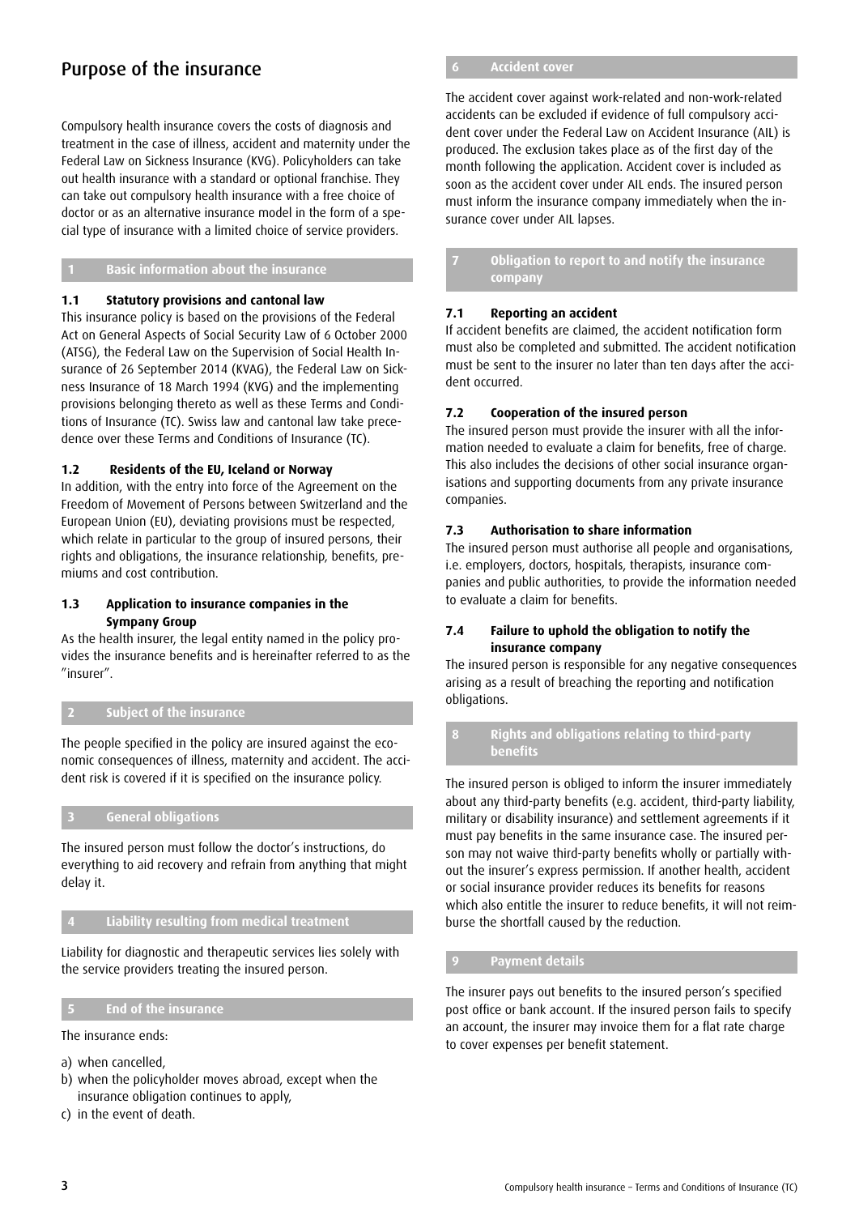# Purpose of the insurance

Compulsory health insurance covers the costs of diagnosis and treatment in the case of illness, accident and maternity under the Federal Law on Sickness Insurance (KVG). Policyholders can take out health insurance with a standard or optional franchise. They can take out compulsory health insurance with a free choice of doctor or as an alternative insurance model in the form of a special type of insurance with a limited choice of service providers.

## 1 Basic information about the insurance

### 1.1 Statutory provisions and cantonal law

This insurance policy is based on the provisions of the Federal Act on General Aspects of Social Security Law of 6 October 2000 (ATSG), the Federal Law on the Supervision of Social Health Insurance of 26 September 2014 (KVAG), the Federal Law on Sickness Insurance of 18 March 1994 (KVG) and the implementing provisions belonging thereto as well as these Terms and Conditions of Insurance (TC). Swiss law and cantonal law take precedence over these Terms and Conditions of Insurance (TC).

### 1.2 Residents of the EU, Iceland or Norway

In addition, with the entry into force of the Agreement on the Freedom of Movement of Persons between Switzerland and the European Union (EU), deviating provisions must be respected, which relate in particular to the group of insured persons, their rights and obligations, the insurance relationship, benefits, premiums and cost contribution.

### 1.3 Application to insurance companies in the Sympany Group

As the health insurer, the legal entity named in the policy provides the insurance benefits and is hereinafter referred to as the "insurer".

## 2 Subject of the insurance

The people specified in the policy are insured against the economic consequences of illness, maternity and accident. The accident risk is covered if it is specified on the insurance policy.

## 3 General obligations

The insured person must follow the doctor's instructions, do everything to aid recovery and refrain from anything that might delay it.

## 4 Liability resulting from medical treatment

Liability for diagnostic and therapeutic services lies solely with the service providers treating the insured person.

## 5 End of the insurance

The insurance ends:

a) when cancelled,
b) when the policyholder moves abroad, except when the insurance obligation continues to apply,
c) in the event of death.

## 6 Accident cover

The accident cover against work-related and non-work-related accidents can be excluded if evidence of full compulsory accident cover under the Federal Law on Accident Insurance (AIL) is produced. The exclusion takes place as of the first day of the month following the application. Accident cover is included as soon as the accident cover under AIL ends. The insured person must inform the insurance company immediately when the insurance cover under AIL lapses.

## 7 Obligation to report to and notify the insurance company

### 7.1 Reporting an accident

If accident benefits are claimed, the accident notification form must also be completed and submitted. The accident notification must be sent to the insurer no later than ten days after the accident occurred.

### 7.2 Cooperation of the insured person

The insured person must provide the insurer with all the information needed to evaluate a claim for benefits, free of charge. This also includes the decisions of other social insurance organisations and supporting documents from any private insurance companies.

### 7.3 Authorisation to share information

The insured person must authorise all people and organisations, i.e. employers, doctors, hospitals, therapists, insurance companies and public authorities, to provide the information needed to evaluate a claim for benefits.

### 7.4 Failure to uphold the obligation to notify the insurance company

The insured person is responsible for any negative consequences arising as a result of breaching the reporting and notification obligations.

## 8 Rights and obligations relating to third-party benefits

The insured person is obliged to inform the insurer immediately about any third-party benefits (e.g. accident, third-party liability, military or disability insurance) and settlement agreements if it must pay benefits in the same insurance case. The insured person may not waive third-party benefits wholly or partially without the insurer's express permission. If another health, accident or social insurance provider reduces its benefits for reasons which also entitle the insurer to reduce benefits, it will not reimburse the shortfall caused by the reduction.

## 9 Payment details

The insurer pays out benefits to the insured person's specified post office or bank account. If the insured person fails to specify an account, the insurer may invoice them for a flat rate charge to cover expenses per benefit statement.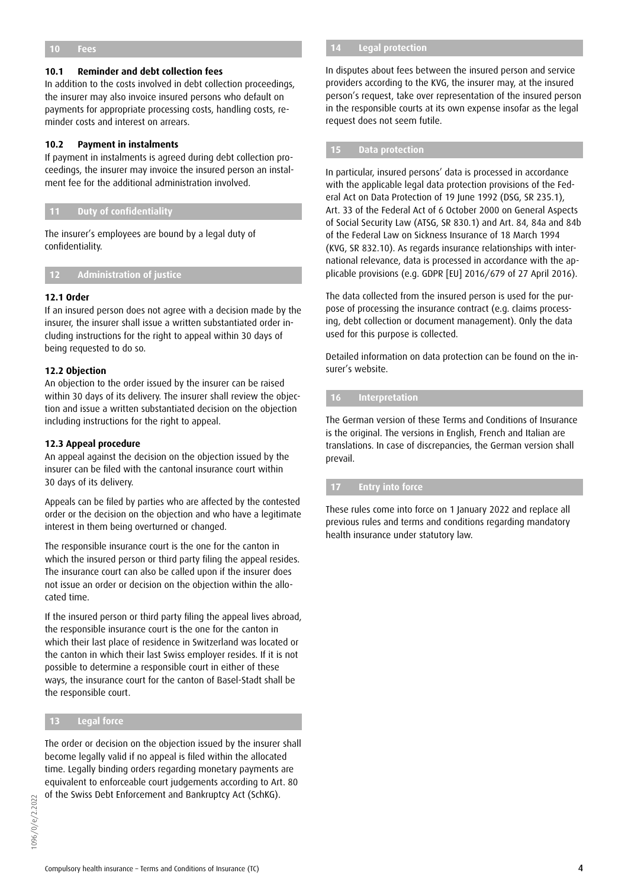## 10 Fees

### 10.1 Reminder and debt collection fees

In addition to the costs involved in debt collection proceedings, the insurer may also invoice insured persons who default on payments for appropriate processing costs, handling costs, reminder costs and interest on arrears.

### 10.2 Payment in instalments

If payment in instalments is agreed during debt collection proceedings, the insurer may invoice the insured person an instalment fee for the additional administration involved.

## 11 Duty of confidentiality

The insurer's employees are bound by a legal duty of confidentiality.

## 12 Administration of justice

### 12.1 Order

If an insured person does not agree with a decision made by the insurer, the insurer shall issue a written substantiated order including instructions for the right to appeal within 30 days of being requested to do so.

### 12.2 Objection

An objection to the order issued by the insurer can be raised within 30 days of its delivery. The insurer shall review the objection and issue a written substantiated decision on the objection including instructions for the right to appeal.

### 12.3 Appeal procedure

An appeal against the decision on the objection issued by the insurer can be filed with the cantonal insurance court within 30 days of its delivery.

Appeals can be filed by parties who are affected by the contested order or the decision on the objection and who have a legitimate interest in them being overturned or changed.

The responsible insurance court is the one for the canton in which the insured person or third party filing the appeal resides. The insurance court can also be called upon if the insurer does not issue an order or decision on the objection within the allocated time.

If the insured person or third party filing the appeal lives abroad, the responsible insurance court is the one for the canton in which their last place of residence in Switzerland was located or the canton in which their last Swiss employer resides. If it is not possible to determine a responsible court in either of these ways, the insurance court for the canton of Basel-Stadt shall be the responsible court.

## 13 Legal force

The order or decision on the objection issued by the insurer shall become legally valid if no appeal is filed within the allocated time. Legally binding orders regarding monetary payments are equivalent to enforceable court judgements according to Art. 80 of the Swiss Debt Enforcement and Bankruptcy Act (SchKG).

## 14 Legal protection

In disputes about fees between the insured person and service providers according to the KVG, the insurer may, at the insured person's request, take over representation of the insured person in the responsible courts at its own expense insofar as the legal request does not seem futile.

## 15 Data protection

In particular, insured persons' data is processed in accordance with the applicable legal data protection provisions of the Federal Act on Data Protection of 19 June 1992 (DSG, SR 235.1), Art. 33 of the Federal Act of 6 October 2000 on General Aspects of Social Security Law (ATSG, SR 830.1) and Art. 84, 84a and 84b of the Federal Law on Sickness Insurance of 18 March 1994 (KVG, SR 832.10). As regards insurance relationships with international relevance, data is processed in accordance with the applicable provisions (e.g. GDPR [EU] 2016/679 of 27 April 2016).

The data collected from the insured person is used for the purpose of processing the insurance contract (e.g. claims processing, debt collection or document management). Only the data used for this purpose is collected.

Detailed information on data protection can be found on the insurer's website.

## 16 Interpretation

The German version of these Terms and Conditions of Insurance is the original. The versions in English, French and Italian are translations. In case of discrepancies, the German version shall prevail.

## 17 Entry into force

These rules come into force on 1 January 2022 and replace all previous rules and terms and conditions regarding mandatory health insurance under statutory law.